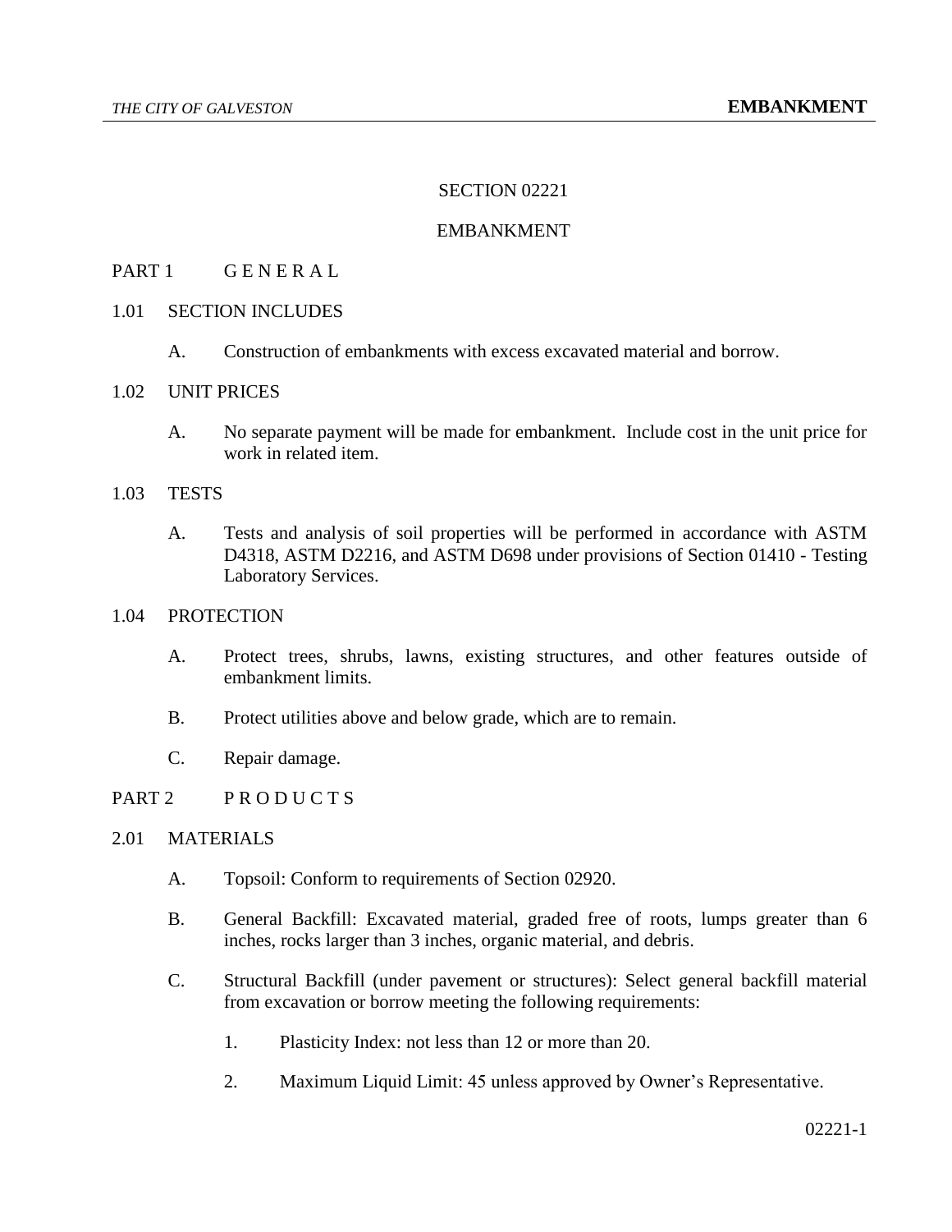# SECTION 02221

# EMBANKMENT

## PART 1 G E N E R A L

### 1.01 SECTION INCLUDES

A. Construction of embankments with excess excavated material and borrow.

### 1.02 UNIT PRICES

A. No separate payment will be made for embankment. Include cost in the unit price for work in related item.

### 1.03 TESTS

A. Tests and analysis of soil properties will be performed in accordance with ASTM D4318, ASTM D2216, and ASTM D698 under provisions of Section 01410 - Testing Laboratory Services.

### 1.04 PROTECTION

A. Protect trees, shrubs, lawns, existing structures, and other features outside of embankment limits.

B. Protect utilities above and below grade, which are to remain.

C. Repair damage.

## PART 2 P R O D U C T S

### 2.01 MATERIALS

A. Topsoil: Conform to requirements of Section 02920.

B. General Backfill: Excavated material, graded free of roots, lumps greater than 6 inches, rocks larger than 3 inches, organic material, and debris.

C. Structural Backfill (under pavement or structures): Select general backfill material from excavation or borrow meeting the following requirements:

1. Plasticity Index: not less than 12 or more than 20.

2. Maximum Liquid Limit: 45 unless approved by Owner's Representative.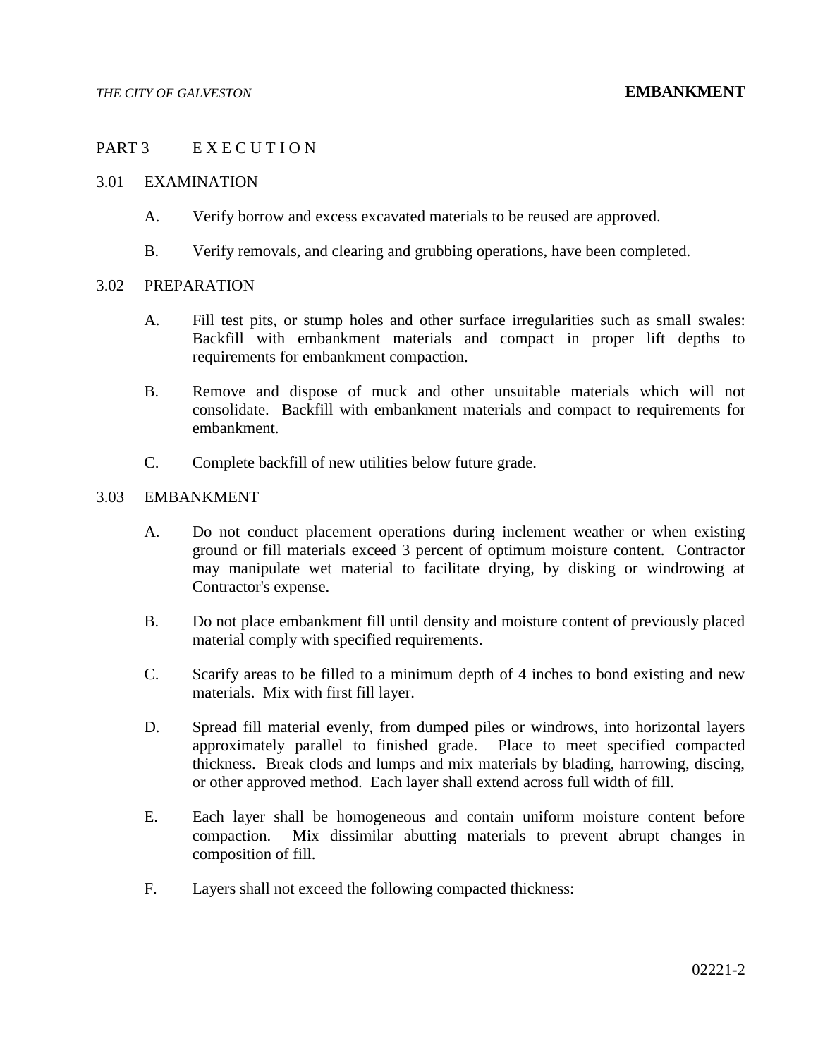## PART 3 E X E C U T I O N

### 3.01 EXAMINATION

A. Verify borrow and excess excavated materials to be reused are approved.

B. Verify removals, and clearing and grubbing operations, have been completed.

### 3.02 PREPARATION

A. Fill test pits, or stump holes and other surface irregularities such as small swales: Backfill with embankment materials and compact in proper lift depths to requirements for embankment compaction.

B. Remove and dispose of muck and other unsuitable materials which will not consolidate. Backfill with embankment materials and compact to requirements for embankment.

C. Complete backfill of new utilities below future grade.

### 3.03 EMBANKMENT

A. Do not conduct placement operations during inclement weather or when existing ground or fill materials exceed 3 percent of optimum moisture content. Contractor may manipulate wet material to facilitate drying, by disking or windrowing at Contractor's expense.

B. Do not place embankment fill until density and moisture content of previously placed material comply with specified requirements.

C. Scarify areas to be filled to a minimum depth of 4 inches to bond existing and new materials. Mix with first fill layer.

D. Spread fill material evenly, from dumped piles or windrows, into horizontal layers approximately parallel to finished grade. Place to meet specified compacted thickness. Break clods and lumps and mix materials by blading, harrowing, discing, or other approved method. Each layer shall extend across full width of fill.

E. Each layer shall be homogeneous and contain uniform moisture content before compaction. Mix dissimilar abutting materials to prevent abrupt changes in composition of fill.

F. Layers shall not exceed the following compacted thickness: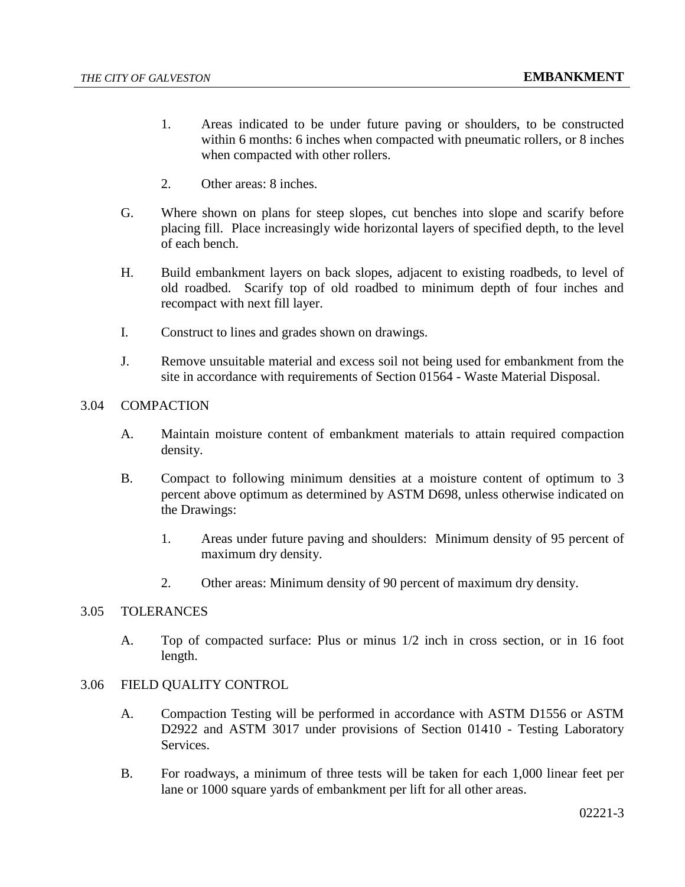1. Areas indicated to be under future paving or shoulders, to be constructed within 6 months: 6 inches when compacted with pneumatic rollers, or 8 inches when compacted with other rollers.

2. Other areas: 8 inches.

G. Where shown on plans for steep slopes, cut benches into slope and scarify before placing fill. Place increasingly wide horizontal layers of specified depth, to the level of each bench.

H. Build embankment layers on back slopes, adjacent to existing roadbeds, to level of old roadbed. Scarify top of old roadbed to minimum depth of four inches and recompact with next fill layer.

I. Construct to lines and grades shown on drawings.

J. Remove unsuitable material and excess soil not being used for embankment from the site in accordance with requirements of Section 01564 - Waste Material Disposal.

## 3.04 COMPACTION

A. Maintain moisture content of embankment materials to attain required compaction density.

B. Compact to following minimum densities at a moisture content of optimum to 3 percent above optimum as determined by ASTM D698, unless otherwise indicated on the Drawings:

1. Areas under future paving and shoulders: Minimum density of 95 percent of maximum dry density.

2. Other areas: Minimum density of 90 percent of maximum dry density.

## 3.05 TOLERANCES

A. Top of compacted surface: Plus or minus 1/2 inch in cross section, or in 16 foot length.

## 3.06 FIELD QUALITY CONTROL

A. Compaction Testing will be performed in accordance with ASTM D1556 or ASTM D2922 and ASTM 3017 under provisions of Section 01410 - Testing Laboratory Services.

B. For roadways, a minimum of three tests will be taken for each 1,000 linear feet per lane or 1000 square yards of embankment per lift for all other areas.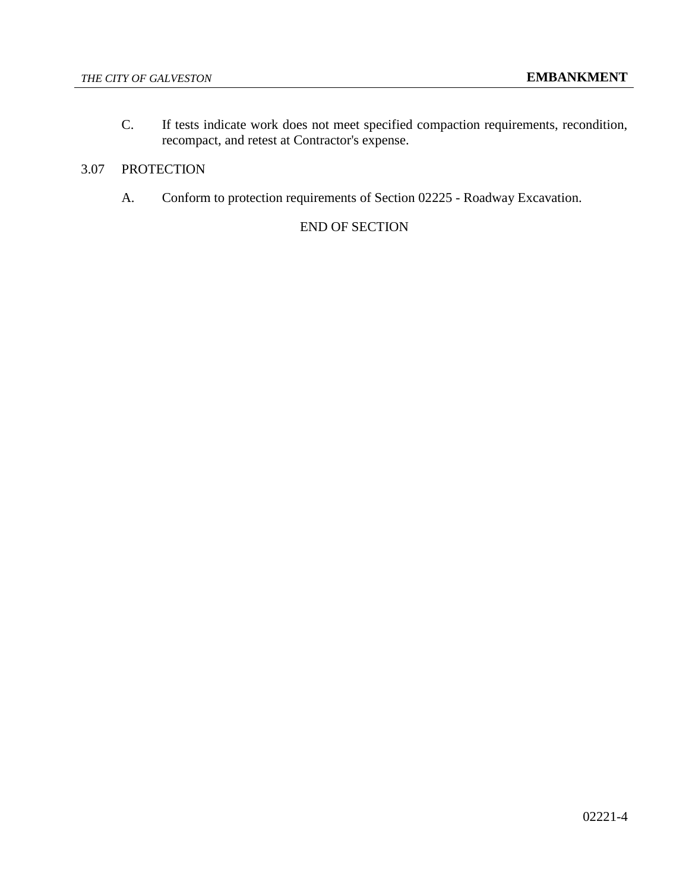C. If tests indicate work does not meet specified compaction requirements, recondition, recompact, and retest at Contractor's expense.

## 3.07 PROTECTION

A. Conform to protection requirements of Section 02225 - Roadway Excavation.

END OF SECTION